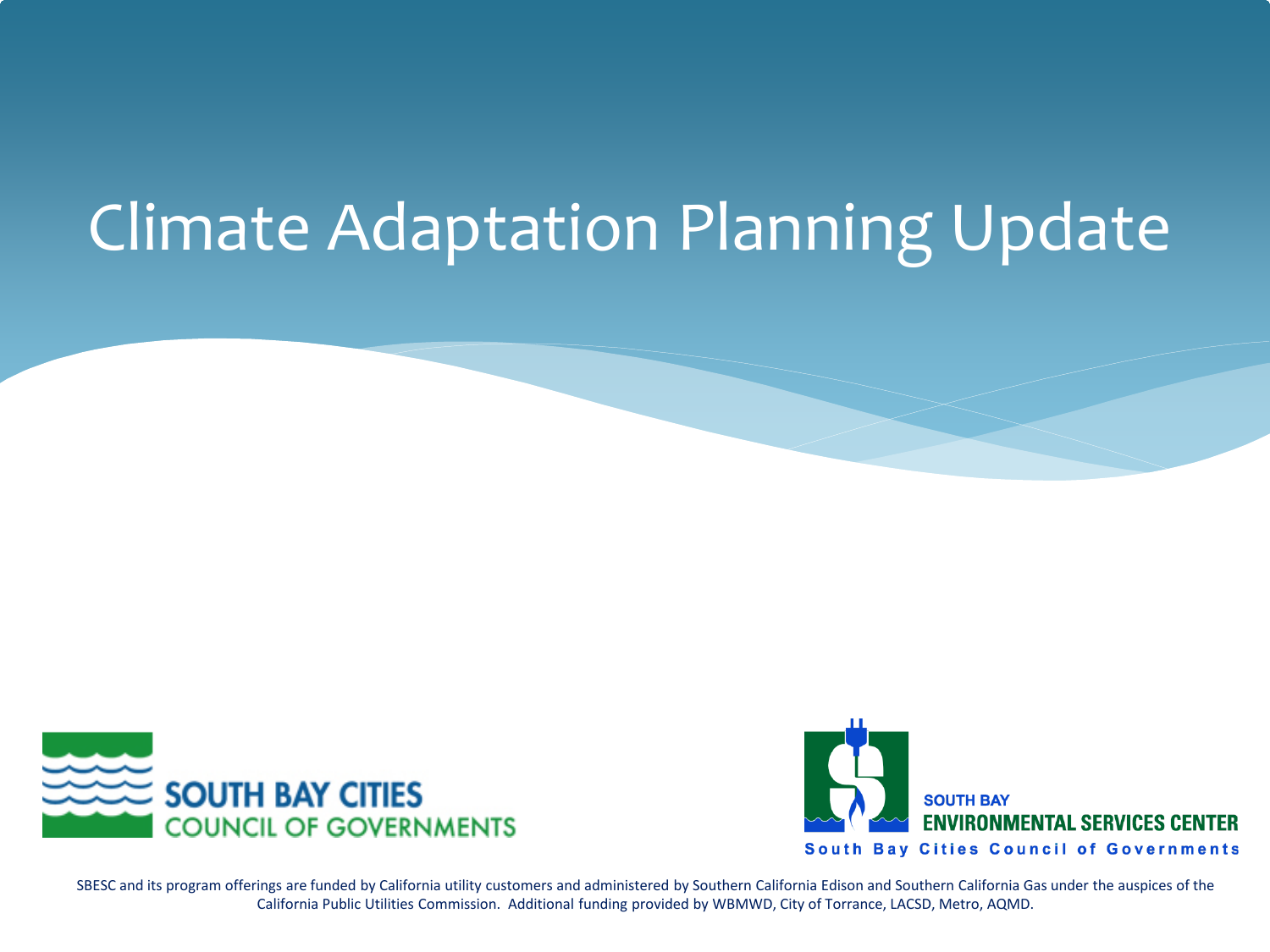# Climate Adaptation Planning Update

SOUTH BAY CITIES COUNCIL OF GOVERNMENTS

SOUTH BAY ENVIRONMENTAL SERVICES CENTER

South Bay Cities Council of Governments

SBESC and its program offerings are funded by California utility customers and administered by Southern California Edison and Southern California Gas under the auspices of the California Public Utilities Commission. Additional funding provided by WBMWD, City of Torrance, LACSD, Metro, AQMD.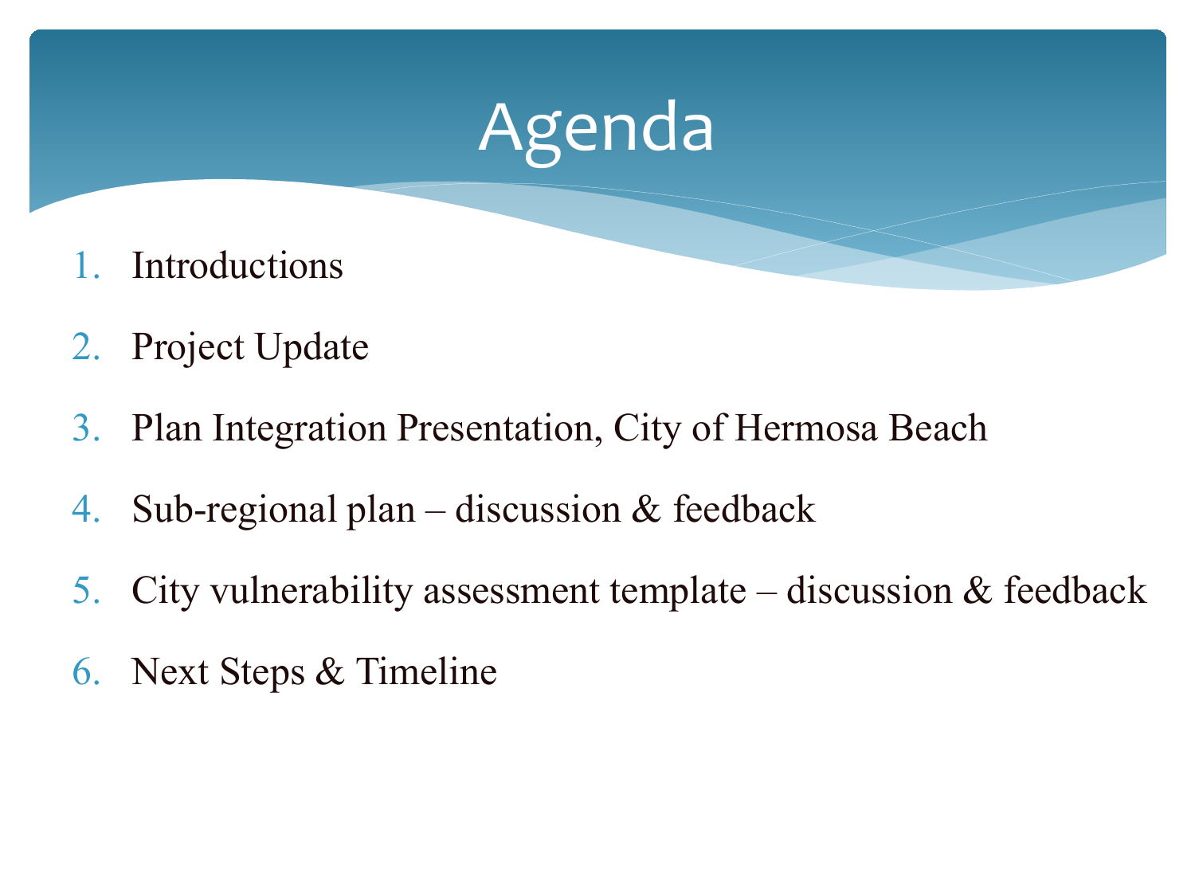# Agenda

1. Introductions
2. Project Update
3. Plan Integration Presentation, City of Hermosa Beach
4. Sub-regional plan – discussion & feedback
5. City vulnerability assessment template – discussion & feedback
6. Next Steps & Timeline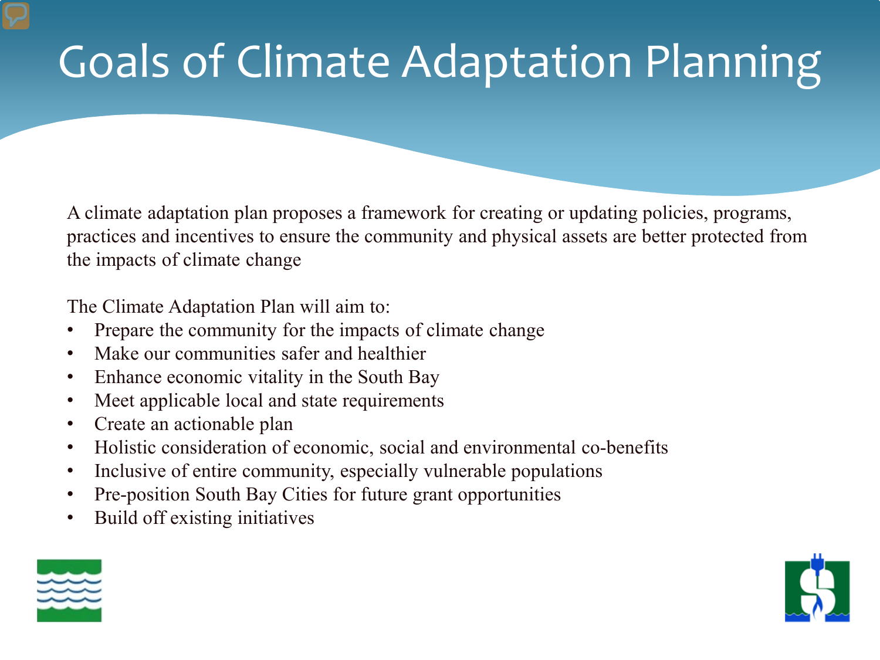# Goals of Climate Adaptation Planning

A climate adaptation plan proposes a framework for creating or updating policies, programs, practices and incentives to ensure the community and physical assets are better protected from the impacts of climate change

The Climate Adaptation Plan will aim to:

- Prepare the community for the impacts of climate change
- Make our communities safer and healthier
- Enhance economic vitality in the South Bay
- Meet applicable local and state requirements
- Create an actionable plan
- Holistic consideration of economic, social and environmental co-benefits
- Inclusive of entire community, especially vulnerable populations
- Pre-position South Bay Cities for future grant opportunities
- Build off existing initiatives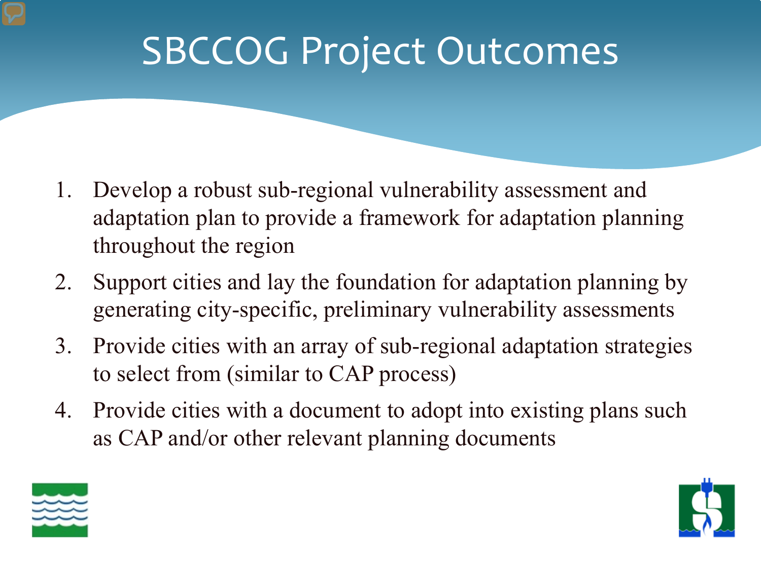# SBCCOG Project Outcomes

1. Develop a robust sub-regional vulnerability assessment and adaptation plan to provide a framework for adaptation planning throughout the region
2. Support cities and lay the foundation for adaptation planning by generating city-specific, preliminary vulnerability assessments
3. Provide cities with an array of sub-regional adaptation strategies to select from (similar to CAP process)
4. Provide cities with a document to adopt into existing plans such as CAP and/or other relevant planning documents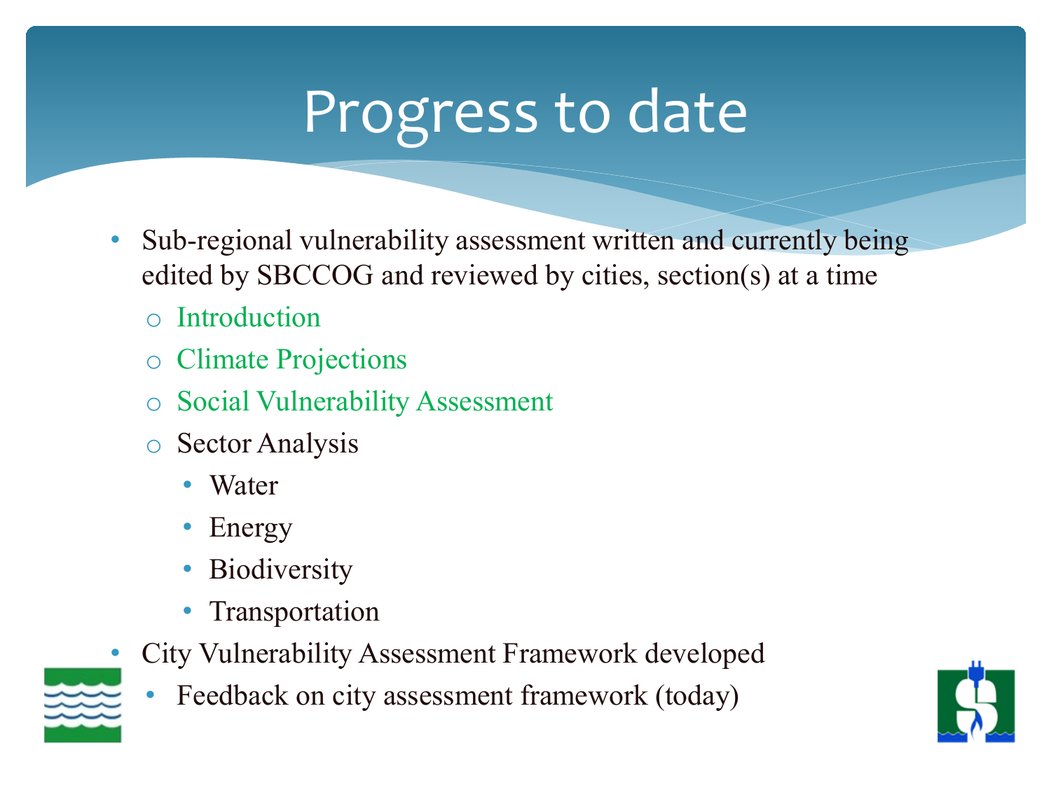# Progress to date

- Sub-regional vulnerability assessment written and currently being edited by SBCCOG and reviewed by cities, section(s) at a time
  - Introduction
  - Climate Projections
  - Social Vulnerability Assessment
  - Sector Analysis
    - Water
    - Energy
    - Biodiversity
    - Transportation
- City Vulnerability Assessment Framework developed
  - Feedback on city assessment framework (today)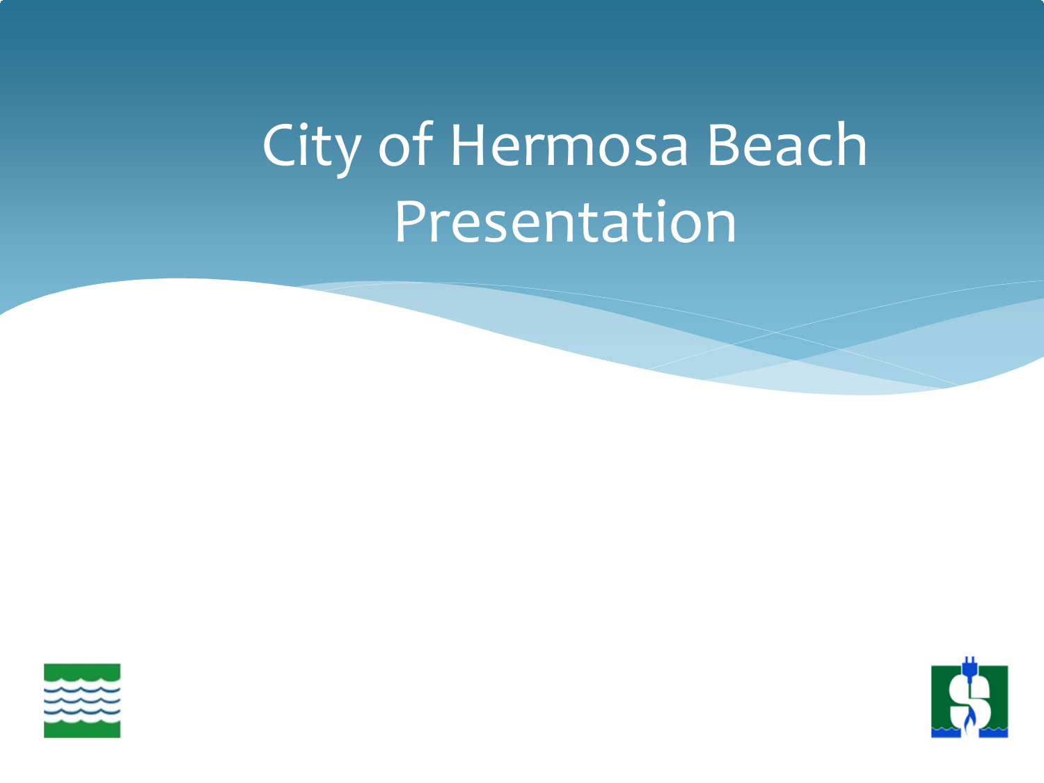# City of Hermosa Beach Presentation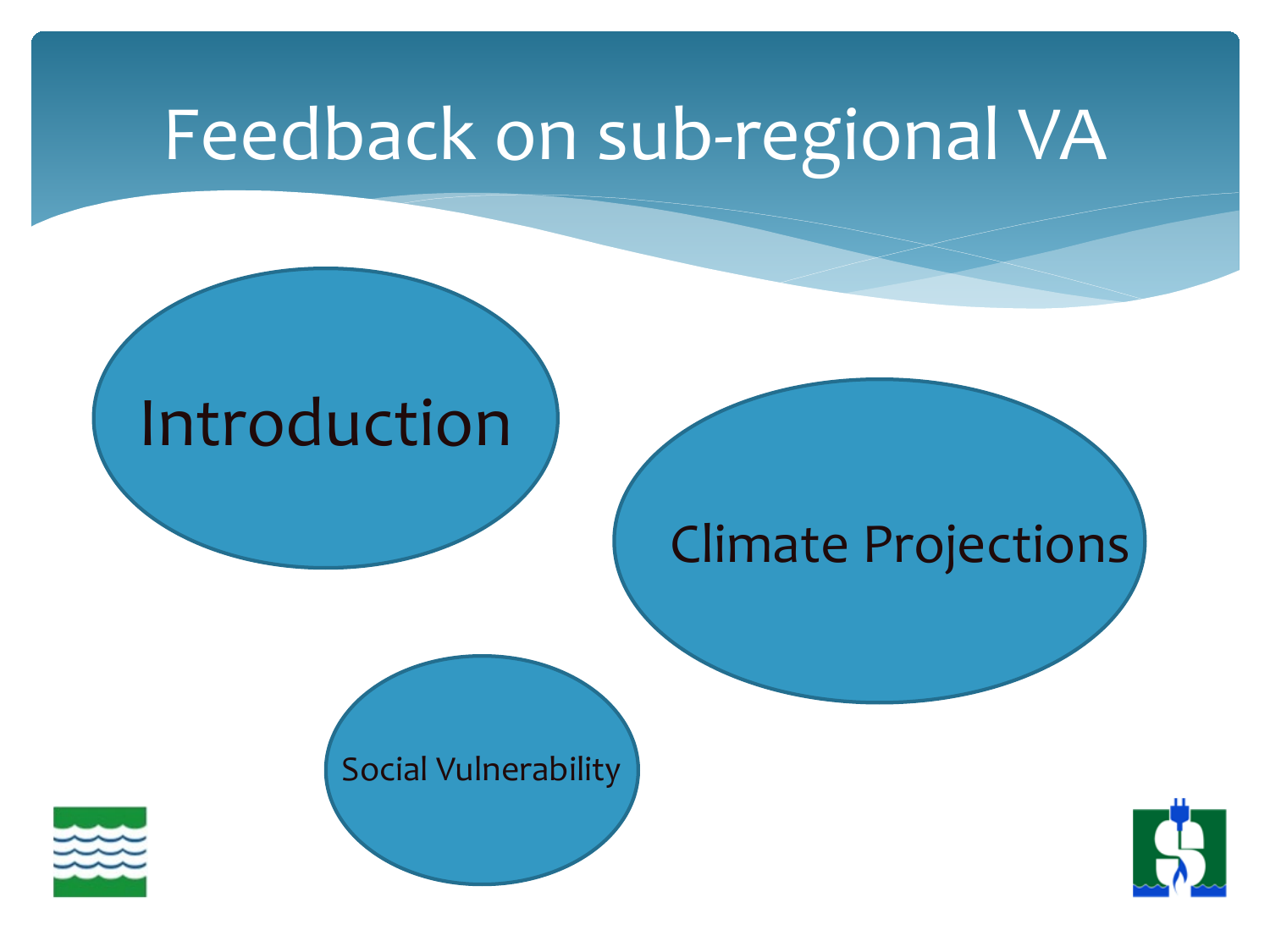# Feedback on sub-regional VA

- Introduction
- Climate Projections
- Social Vulnerability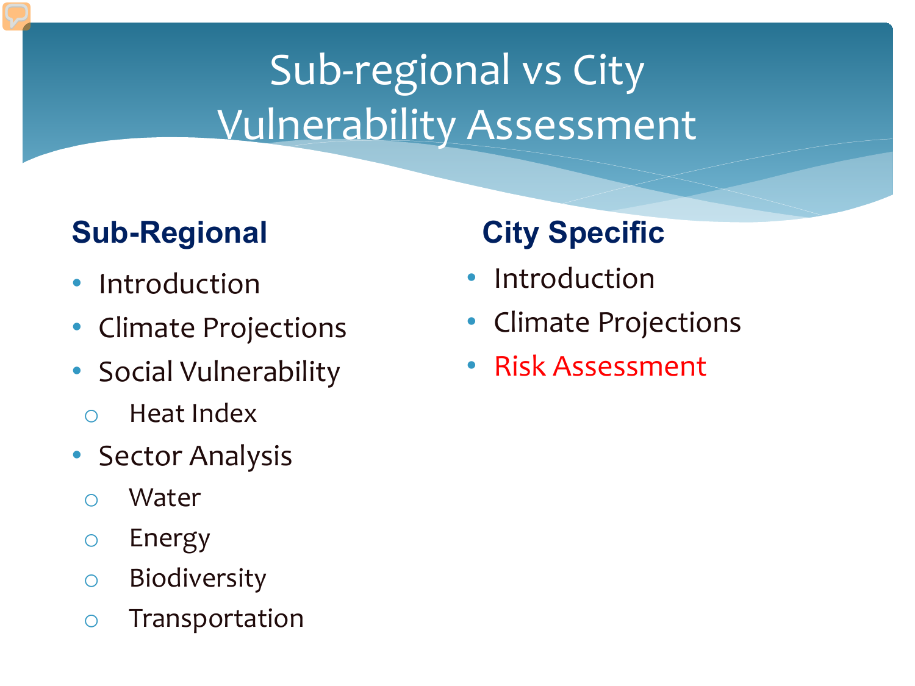# Sub-regional vs City Vulnerability Assessment

## Sub-Regional

- Introduction
- Climate Projections
- Social Vulnerability
  - Heat Index
- Sector Analysis
  - Water
  - Energy
  - Biodiversity
  - Transportation

## City Specific

- Introduction
- Climate Projections
- Risk Assessment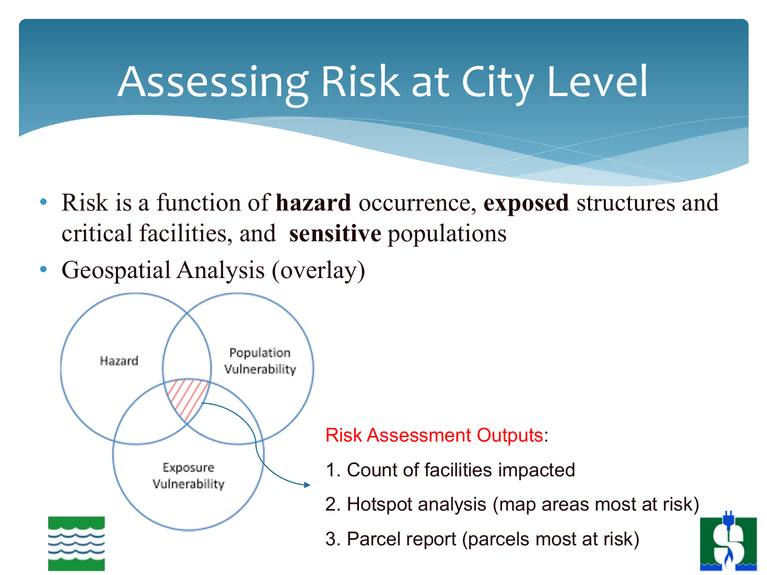# Assessing Risk at City Level

- Risk is a function of **hazard** occurrence, **exposed** structures and critical facilities, and **sensitive** populations
- Geospatial Analysis (overlay)

Hazard

Population Vulnerability

Exposure Vulnerability

Risk Assessment Outputs:

1. Count of facilities impacted
2. Hotspot analysis (map areas most at risk)
3. Parcel report (parcels most at risk)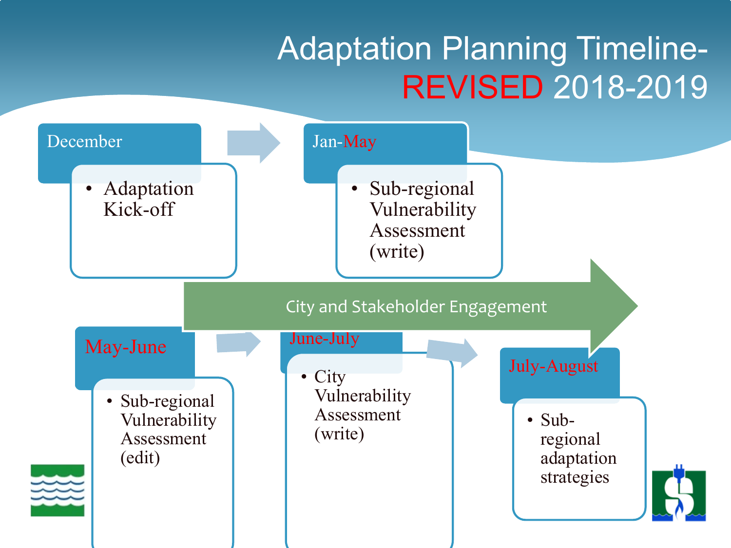# Adaptation Planning Timeline- REVISED 2018-2019

**December**

- Adaptation Kick-off

**Jan-May**

- Sub-regional Vulnerability Assessment (write)

**City and Stakeholder Engagement**

**May-June**

- Sub-regional Vulnerability Assessment (edit)

**June-July**

- City Vulnerability Assessment (write)

**July-August**

- Sub-regional adaptation strategies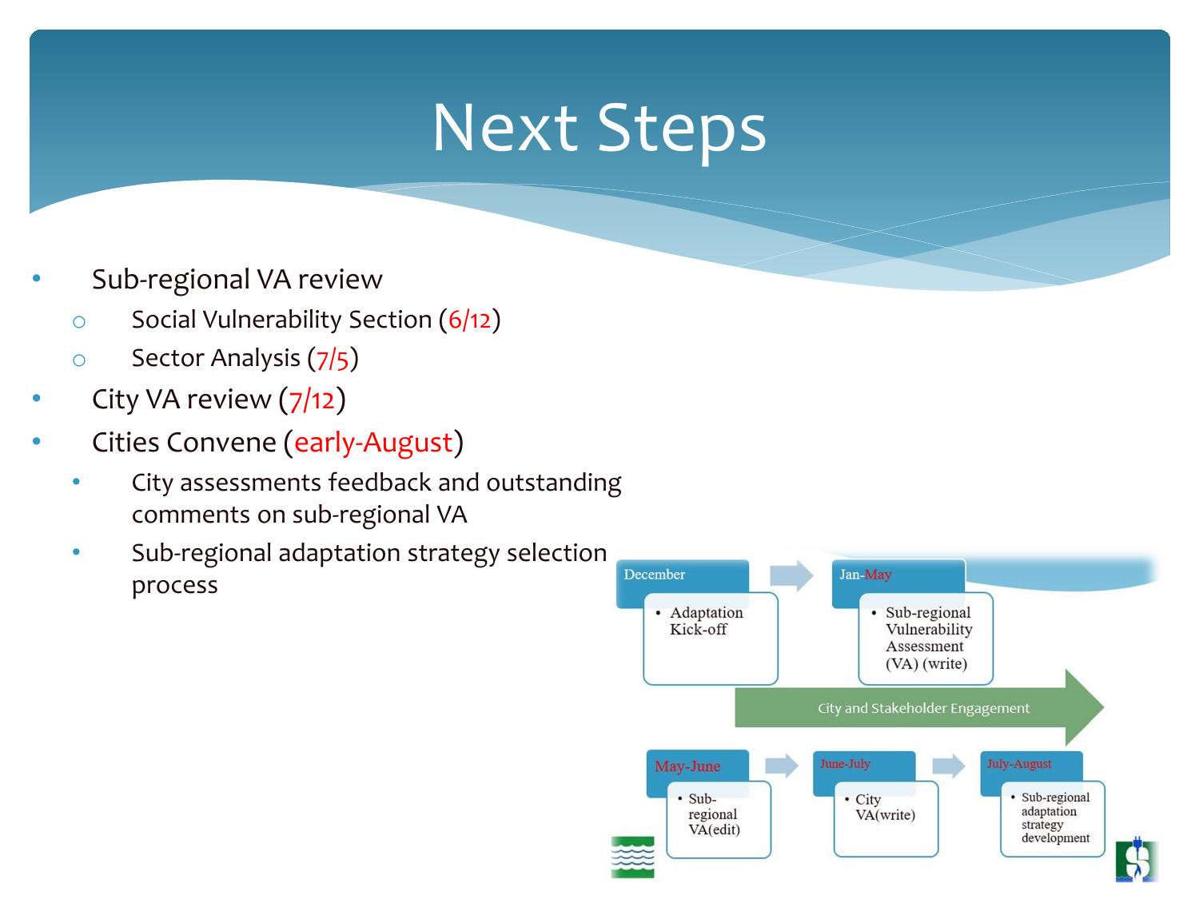# Next Steps

- Sub-regional VA review
  - Social Vulnerability Section (6/12)
  - Sector Analysis (7/5)
- City VA review (7/12)
- Cities Convene (early-August)
  - City assessments feedback and outstanding comments on sub-regional VA
  - Sub-regional adaptation strategy selection process

December
- Adaptation Kick-off

Jan-May
- Sub-regional Vulnerability Assessment (VA) (write)

City and Stakeholder Engagement

May-June
- Sub-regional VA(edit)

June-July
- City VA(write)

July-August
- Sub-regional adaptation strategy development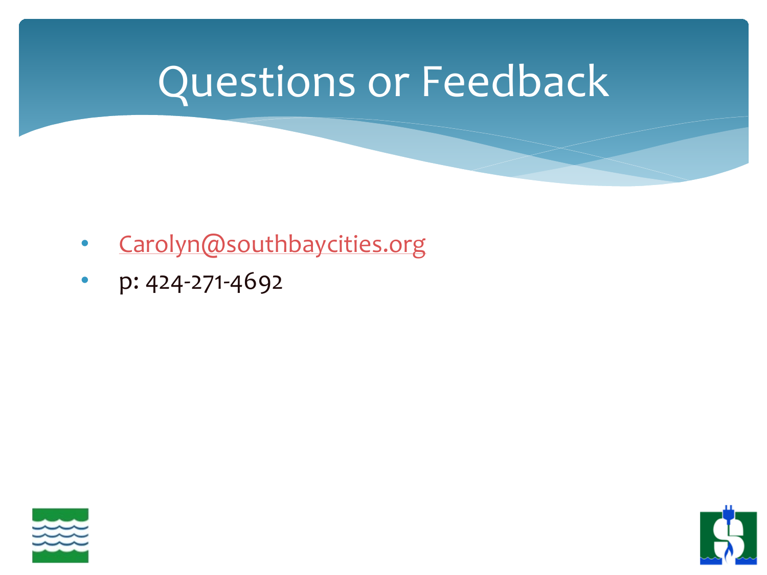# Questions or Feedback

- Carolyn@southbaycities.org
- p: 424-271-4692